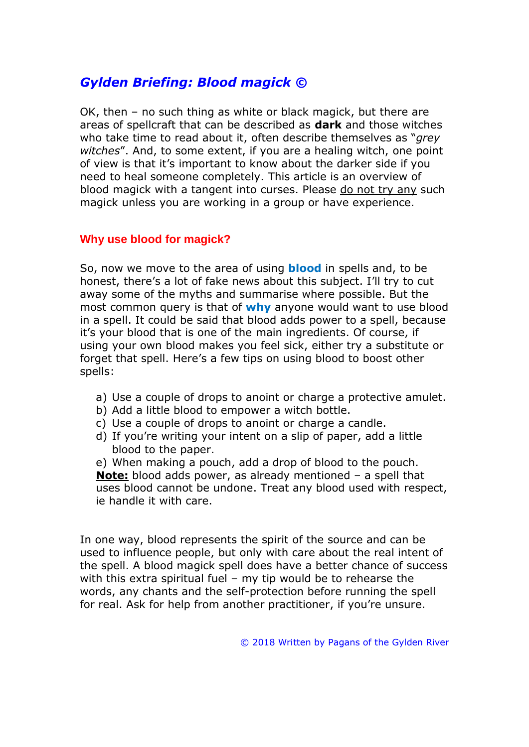# *Gylden Briefing: Blood magick ©*

OK, then – no such thing as white or black magick, but there are areas of spellcraft that can be described as **dark** and those witches who take time to read about it, often describe themselves as "*grey witches*". And, to some extent, if you are a healing witch, one point of view is that it's important to know about the darker side if you need to heal someone completely. This article is an overview of blood magick with a tangent into curses. Please <u>do not try any</u> such magick unless you are working in a group or have experience.

## Why use blood for magick?

So, now we move to the area of using **blood** in spells and, to be honest, there's a lot of fake news about this subject. I'll try to cut away some of the myths and summarise where possible. But the most common query is that of **why** anyone would want to use blood in a spell. It could be said that blood adds power to a spell, because it's your blood that is one of the main ingredients. Of course, if using your own blood makes you feel sick, either try a substitute or forget that spell. Here's a few tips on using blood to boost other spells:

a) Use a couple of drops to anoint or charge a protective amulet.
b) Add a little blood to empower a witch bottle.
c) Use a couple of drops to anoint or charge a candle.
d) If you're writing your intent on a slip of paper, add a little blood to the paper.
e) When making a pouch, add a drop of blood to the pouch.

**<u>Note:</u>** blood adds power, as already mentioned – a spell that uses blood cannot be undone. Treat any blood used with respect, ie handle it with care.

In one way, blood represents the spirit of the source and can be used to influence people, but only with care about the real intent of the spell. A blood magick spell does have a better chance of success with this extra spiritual fuel – my tip would be to rehearse the words, any chants and the self-protection before running the spell for real. Ask for help from another practitioner, if you're unsure.

© 2018 Written by Pagans of the Gylden River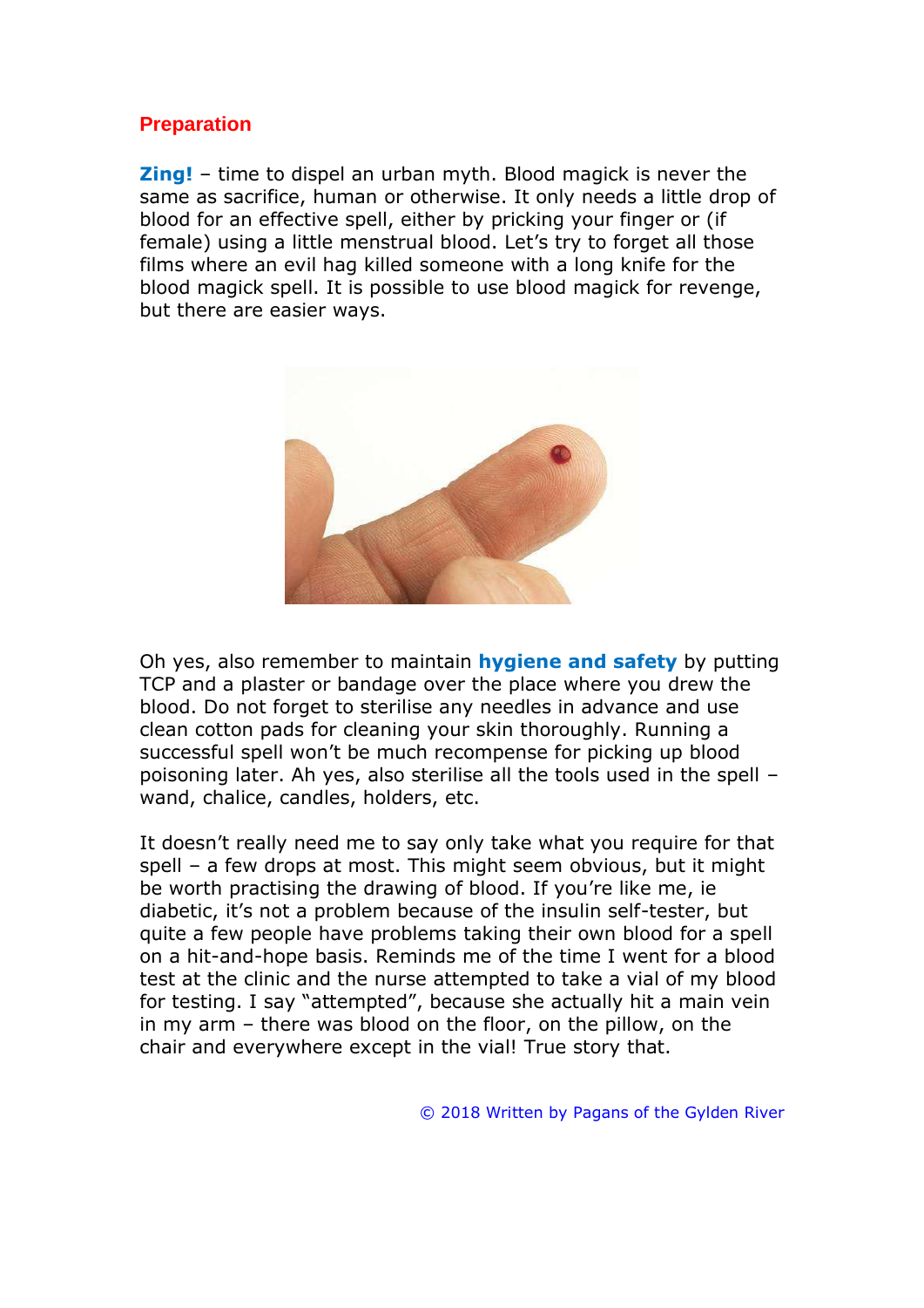## Preparation

**Zing!** – time to dispel an urban myth. Blood magick is never the same as sacrifice, human or otherwise. It only needs a little drop of blood for an effective spell, either by pricking your finger or (if female) using a little menstrual blood. Let's try to forget all those films where an evil hag killed someone with a long knife for the blood magick spell. It is possible to use blood magick for revenge, but there are easier ways.

Oh yes, also remember to maintain **hygiene and safety** by putting TCP and a plaster or bandage over the place where you drew the blood. Do not forget to sterilise any needles in advance and use clean cotton pads for cleaning your skin thoroughly. Running a successful spell won't be much recompense for picking up blood poisoning later. Ah yes, also sterilise all the tools used in the spell – wand, chalice, candles, holders, etc.

It doesn't really need me to say only take what you require for that spell – a few drops at most. This might seem obvious, but it might be worth practising the drawing of blood. If you're like me, ie diabetic, it's not a problem because of the insulin self-tester, but quite a few people have problems taking their own blood for a spell on a hit-and-hope basis. Reminds me of the time I went for a blood test at the clinic and the nurse attempted to take a vial of my blood for testing. I say "attempted", because she actually hit a main vein in my arm – there was blood on the floor, on the pillow, on the chair and everywhere except in the vial! True story that.

© 2018 Written by Pagans of the Gylden River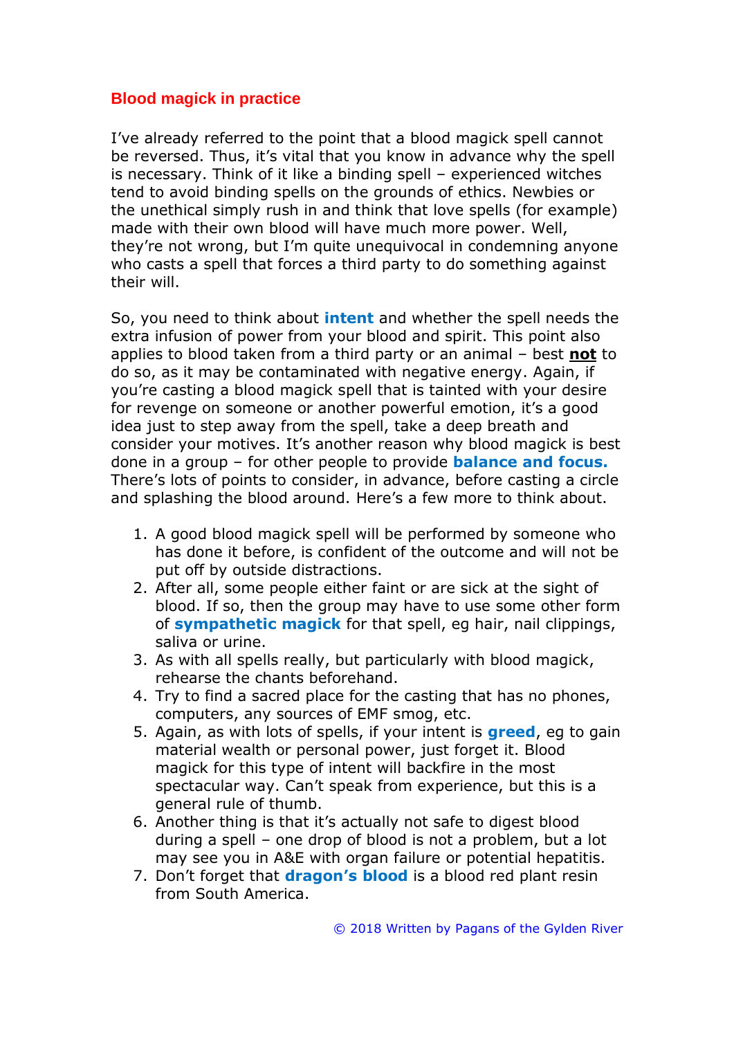## Blood magick in practice

I've already referred to the point that a blood magick spell cannot be reversed. Thus, it's vital that you know in advance why the spell is necessary. Think of it like a binding spell – experienced witches tend to avoid binding spells on the grounds of ethics. Newbies or the unethical simply rush in and think that love spells (for example) made with their own blood will have much more power. Well, they're not wrong, but I'm quite unequivocal in condemning anyone who casts a spell that forces a third party to do something against their will.

So, you need to think about **intent** and whether the spell needs the extra infusion of power from your blood and spirit. This point also applies to blood taken from a third party or an animal – best **not** to do so, as it may be contaminated with negative energy. Again, if you're casting a blood magick spell that is tainted with your desire for revenge on someone or another powerful emotion, it's a good idea just to step away from the spell, take a deep breath and consider your motives. It's another reason why blood magick is best done in a group – for other people to provide **balance and focus.** There's lots of points to consider, in advance, before casting a circle and splashing the blood around. Here's a few more to think about.

1. A good blood magick spell will be performed by someone who has done it before, is confident of the outcome and will not be put off by outside distractions.
2. After all, some people either faint or are sick at the sight of blood. If so, then the group may have to use some other form of **sympathetic magick** for that spell, eg hair, nail clippings, saliva or urine.
3. As with all spells really, but particularly with blood magick, rehearse the chants beforehand.
4. Try to find a sacred place for the casting that has no phones, computers, any sources of EMF smog, etc.
5. Again, as with lots of spells, if your intent is **greed**, eg to gain material wealth or personal power, just forget it. Blood magick for this type of intent will backfire in the most spectacular way. Can't speak from experience, but this is a general rule of thumb.
6. Another thing is that it's actually not safe to digest blood during a spell – one drop of blood is not a problem, but a lot may see you in A&E with organ failure or potential hepatitis.
7. Don't forget that **dragon's blood** is a blood red plant resin from South America.

© 2018 Written by Pagans of the Gylden River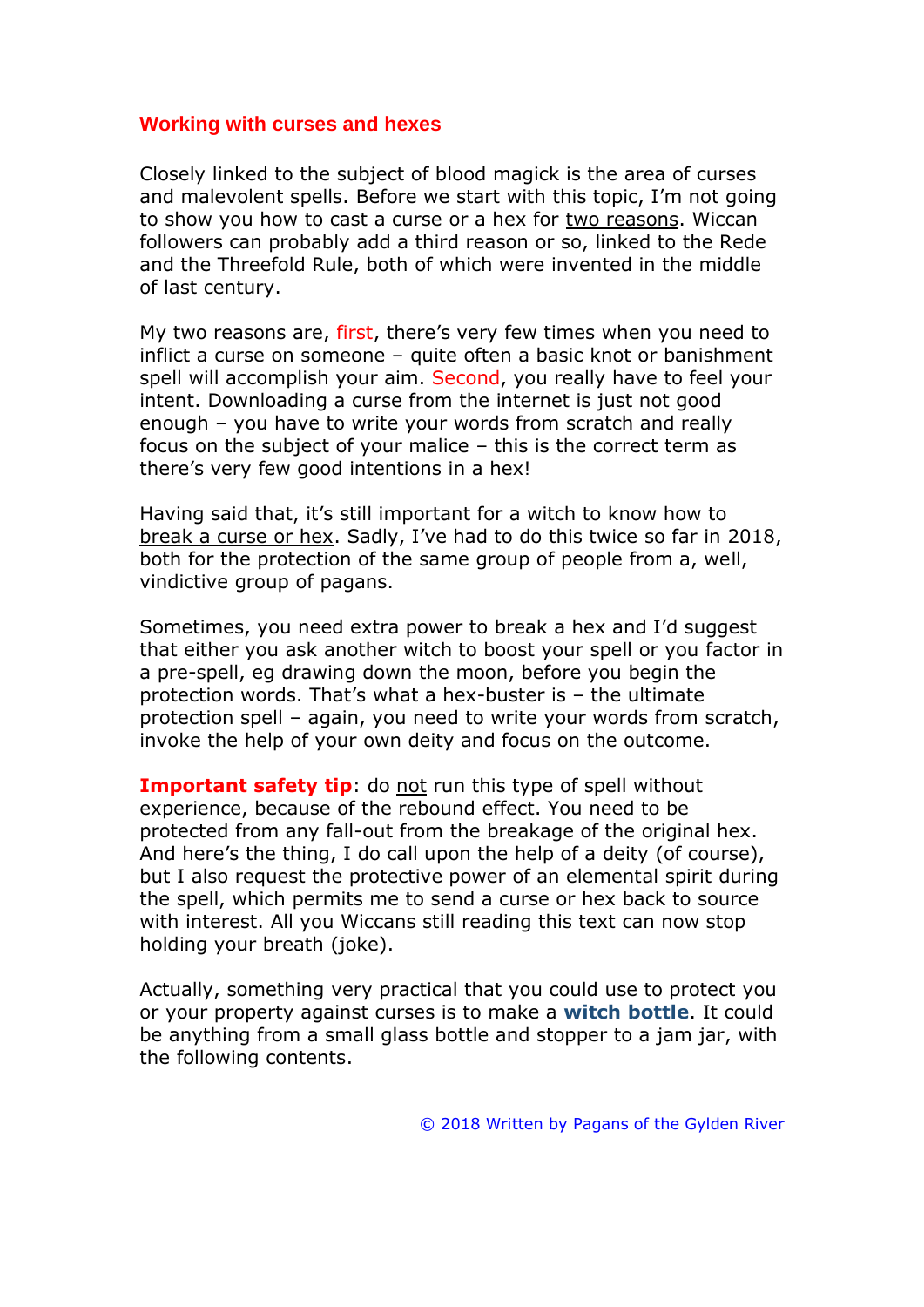## Working with curses and hexes

Closely linked to the subject of blood magick is the area of curses and malevolent spells. Before we start with this topic, I'm not going to show you how to cast a curse or a hex for two reasons. Wiccan followers can probably add a third reason or so, linked to the Rede and the Threefold Rule, both of which were invented in the middle of last century.

My two reasons are, first, there's very few times when you need to inflict a curse on someone – quite often a basic knot or banishment spell will accomplish your aim. Second, you really have to feel your intent. Downloading a curse from the internet is just not good enough – you have to write your words from scratch and really focus on the subject of your malice – this is the correct term as there's very few good intentions in a hex!

Having said that, it's still important for a witch to know how to break a curse or hex. Sadly, I've had to do this twice so far in 2018, both for the protection of the same group of people from a, well, vindictive group of pagans.

Sometimes, you need extra power to break a hex and I'd suggest that either you ask another witch to boost your spell or you factor in a pre-spell, eg drawing down the moon, before you begin the protection words. That's what a hex-buster is – the ultimate protection spell – again, you need to write your words from scratch, invoke the help of your own deity and focus on the outcome.

**Important safety tip**: do not run this type of spell without experience, because of the rebound effect. You need to be protected from any fall-out from the breakage of the original hex. And here's the thing, I do call upon the help of a deity (of course), but I also request the protective power of an elemental spirit during the spell, which permits me to send a curse or hex back to source with interest. All you Wiccans still reading this text can now stop holding your breath (joke).

Actually, something very practical that you could use to protect you or your property against curses is to make a **witch bottle**. It could be anything from a small glass bottle and stopper to a jam jar, with the following contents.

© 2018 Written by Pagans of the Gylden River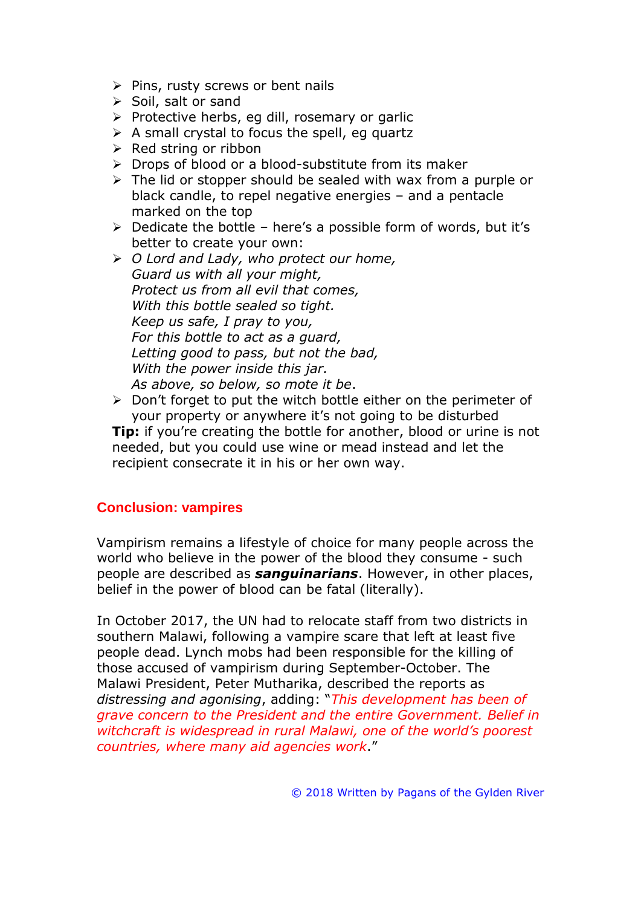- Pins, rusty screws or bent nails
- Soil, salt or sand
- Protective herbs, eg dill, rosemary or garlic
- A small crystal to focus the spell, eg quartz
- Red string or ribbon
- Drops of blood or a blood-substitute from its maker
- The lid or stopper should be sealed with wax from a purple or black candle, to repel negative energies – and a pentacle marked on the top
- Dedicate the bottle – here's a possible form of words, but it's better to create your own:
- *O Lord and Lady, who protect our home,*
  *Guard us with all your might,*
  *Protect us from all evil that comes,*
  *With this bottle sealed so tight.*
  *Keep us safe, I pray to you,*
  *For this bottle to act as a guard,*
  *Letting good to pass, but not the bad,*
  *With the power inside this jar.*
  *As above, so below, so mote it be*.
- Don't forget to put the witch bottle either on the perimeter of your property or anywhere it's not going to be disturbed

**Tip:** if you're creating the bottle for another, blood or urine is not needed, but you could use wine or mead instead and let the recipient consecrate it in his or her own way.

## Conclusion: vampires

Vampirism remains a lifestyle of choice for many people across the world who believe in the power of the blood they consume - such people are described as ***sanguinarians***. However, in other places, belief in the power of blood can be fatal (literally).

In October 2017, the UN had to relocate staff from two districts in southern Malawi, following a vampire scare that left at least five people dead. Lynch mobs had been responsible for the killing of those accused of vampirism during September-October. The Malawi President, Peter Mutharika, described the reports as *distressing and agonising*, adding: "*This development has been of grave concern to the President and the entire Government. Belief in witchcraft is widespread in rural Malawi, one of the world's poorest countries, where many aid agencies work*."

© 2018 Written by Pagans of the Gylden River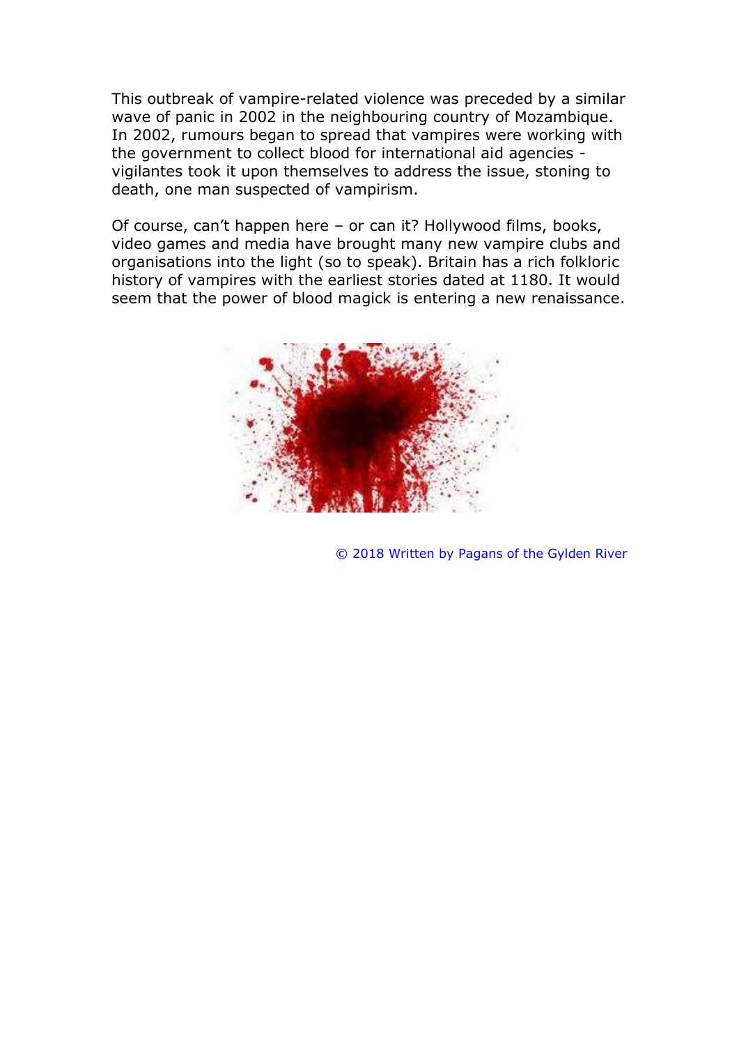This outbreak of vampire-related violence was preceded by a similar wave of panic in 2002 in the neighbouring country of Mozambique. In 2002, rumours began to spread that vampires were working with the government to collect blood for international aid agencies - vigilantes took it upon themselves to address the issue, stoning to death, one man suspected of vampirism.

Of course, can't happen here – or can it? Hollywood films, books, video games and media have brought many new vampire clubs and organisations into the light (so to speak). Britain has a rich folkloric history of vampires with the earliest stories dated at 1180. It would seem that the power of blood magick is entering a new renaissance.

© 2018 Written by Pagans of the Gylden River